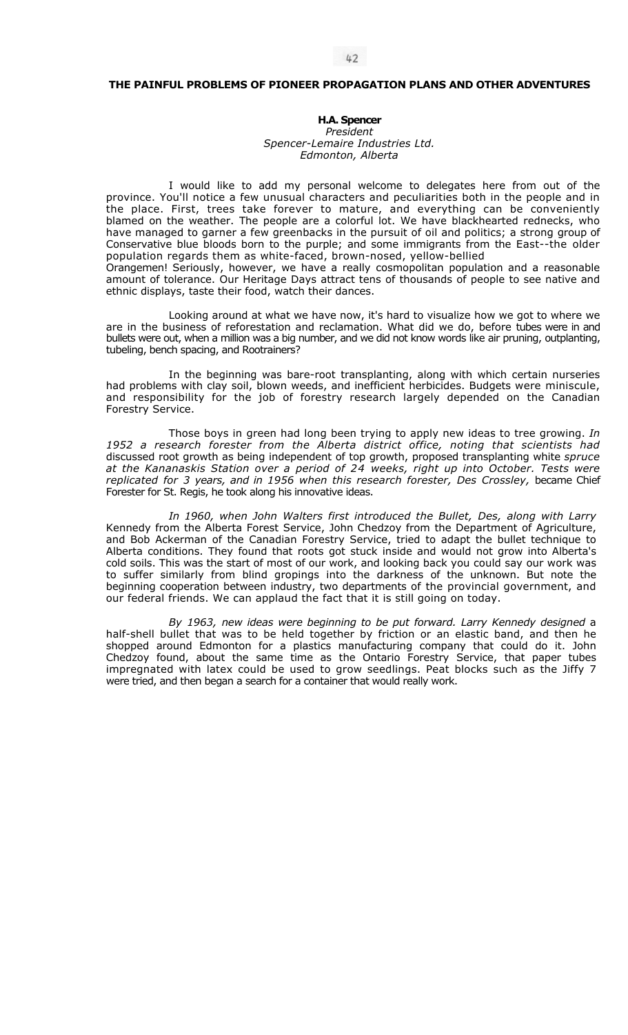# THE PAINFUL PROBLEMS OF PIONEER PROPAGATION PLANS AND OTHER ADVENTURES

**H.A. Spencer**
*President*
*Spencer-Lemaire Industries Ltd.*
*Edmonton, Alberta*

I would like to add my personal welcome to delegates here from out of the province. You'll notice a few unusual characters and peculiarities both in the people and in the place. First, trees take forever to mature, and everything can be conveniently blamed on the weather. The people are a colorful lot. We have blackhearted rednecks, who have managed to garner a few greenbacks in the pursuit of oil and politics; a strong group of Conservative blue bloods born to the purple; and some immigrants from the East--the older population regards them as white-faced, brown-nosed, yellow-bellied Orangemen! Seriously, however, we have a really cosmopolitan population and a reasonable amount of tolerance. Our Heritage Days attract tens of thousands of people to see native and ethnic displays, taste their food, watch their dances.

Looking around at what we have now, it's hard to visualize how we got to where we are in the business of reforestation and reclamation. What did we do, before tubes were in and bullets were out, when a million was a big number, and we did not know words like air pruning, outplanting, tubeling, bench spacing, and Rootrainers?

In the beginning was bare-root transplanting, along with which certain nurseries had problems with clay soil, blown weeds, and inefficient herbicides. Budgets were miniscule, and responsibility for the job of forestry research largely depended on the Canadian Forestry Service.

Those boys in green had long been trying to apply new ideas to tree growing. *In 1952 a research forester from the Alberta district office, noting that scientists had* discussed root growth as being independent of top growth, proposed transplanting white *spruce at the Kananaskis Station over a period of 24 weeks, right up into October. Tests were replicated for 3 years, and in 1956 when this research forester, Des Crossley,* became Chief Forester for St. Regis, he took along his innovative ideas.

*In 1960, when John Walters first introduced the Bullet, Des, along with Larry* Kennedy from the Alberta Forest Service, John Chedzoy from the Department of Agriculture, and Bob Ackerman of the Canadian Forestry Service, tried to adapt the bullet technique to Alberta conditions. They found that roots got stuck inside and would not grow into Alberta's cold soils. This was the start of most of our work, and looking back you could say our work was to suffer similarly from blind gropings into the darkness of the unknown. But note the beginning cooperation between industry, two departments of the provincial government, and our federal friends. We can applaud the fact that it is still going on today.

*By 1963, new ideas were beginning to be put forward. Larry Kennedy designed* a half-shell bullet that was to be held together by friction or an elastic band, and then he shopped around Edmonton for a plastics manufacturing company that could do it. John Chedzoy found, about the same time as the Ontario Forestry Service, that paper tubes impregnated with latex could be used to grow seedlings. Peat blocks such as the Jiffy 7 were tried, and then began a search for a container that would really work.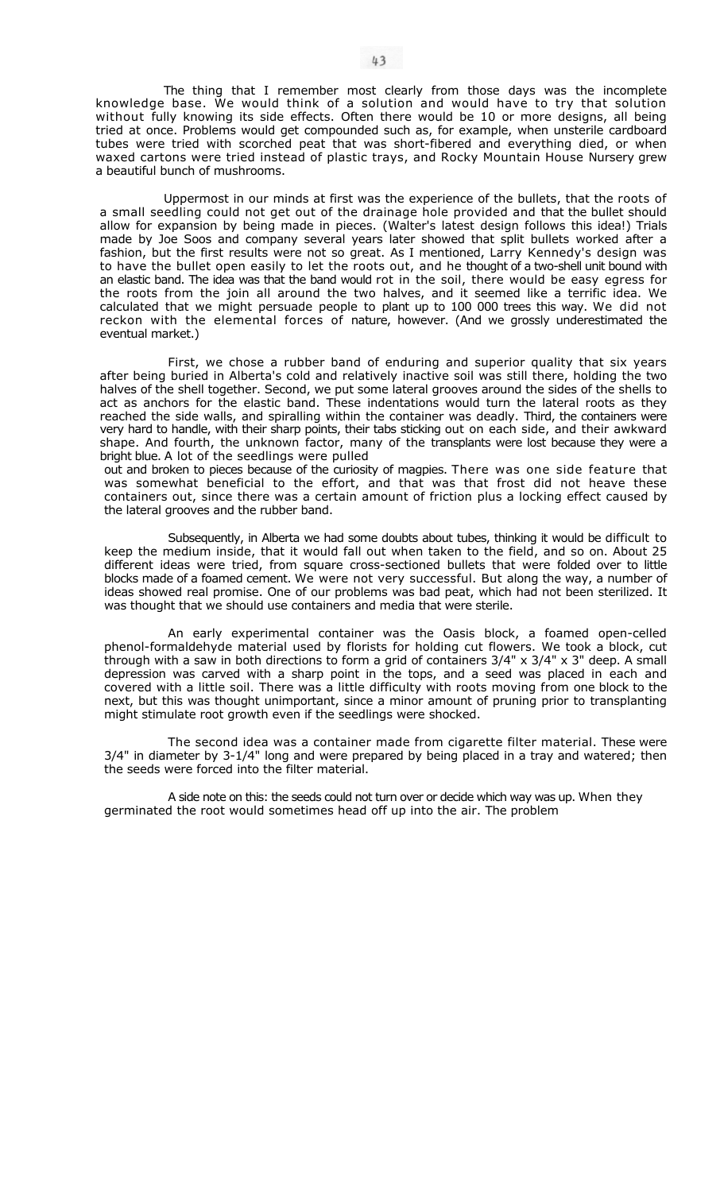The thing that I remember most clearly from those days was the incomplete knowledge base. We would think of a solution and would have to try that solution without fully knowing its side effects. Often there would be 10 or more designs, all being tried at once. Problems would get compounded such as, for example, when unsterile cardboard tubes were tried with scorched peat that was short-fibered and everything died, or when waxed cartons were tried instead of plastic trays, and Rocky Mountain House Nursery grew a beautiful bunch of mushrooms.

Uppermost in our minds at first was the experience of the bullets, that the roots of a small seedling could not get out of the drainage hole provided and that the bullet should allow for expansion by being made in pieces. (Walter's latest design follows this idea!) Trials made by Joe Soos and company several years later showed that split bullets worked after a fashion, but the first results were not so great. As I mentioned, Larry Kennedy's design was to have the bullet open easily to let the roots out, and he thought of a two-shell unit bound with an elastic band. The idea was that the band would rot in the soil, there would be easy egress for the roots from the join all around the two halves, and it seemed like a terrific idea. We calculated that we might persuade people to plant up to 100 000 trees this way. We did not reckon with the elemental forces of nature, however. (And we grossly underestimated the eventual market.)

First, we chose a rubber band of enduring and superior quality that six years after being buried in Alberta's cold and relatively inactive soil was still there, holding the two halves of the shell together. Second, we put some lateral grooves around the sides of the shells to act as anchors for the elastic band. These indentations would turn the lateral roots as they reached the side walls, and spiralling within the container was deadly. Third, the containers were very hard to handle, with their sharp points, their tabs sticking out on each side, and their awkward shape. And fourth, the unknown factor, many of the transplants were lost because they were a bright blue. A lot of the seedlings were pulled out and broken to pieces because of the curiosity of magpies. There was one side feature that was somewhat beneficial to the effort, and that was that frost did not heave these containers out, since there was a certain amount of friction plus a locking effect caused by the lateral grooves and the rubber band.

Subsequently, in Alberta we had some doubts about tubes, thinking it would be difficult to keep the medium inside, that it would fall out when taken to the field, and so on. About 25 different ideas were tried, from square cross-sectioned bullets that were folded over to little blocks made of a foamed cement. We were not very successful. But along the way, a number of ideas showed real promise. One of our problems was bad peat, which had not been sterilized. It was thought that we should use containers and media that were sterile.

An early experimental container was the Oasis block, a foamed open-celled phenol-formaldehyde material used by florists for holding cut flowers. We took a block, cut through with a saw in both directions to form a grid of containers 3/4" x 3/4" x 3" deep. A small depression was carved with a sharp point in the tops, and a seed was placed in each and covered with a little soil. There was a little difficulty with roots moving from one block to the next, but this was thought unimportant, since a minor amount of pruning prior to transplanting might stimulate root growth even if the seedlings were shocked.

The second idea was a container made from cigarette filter material. These were 3/4" in diameter by 3-1/4" long and were prepared by being placed in a tray and watered; then the seeds were forced into the filter material.

A side note on this: the seeds could not turn over or decide which way was up. When they germinated the root would sometimes head off up into the air. The problem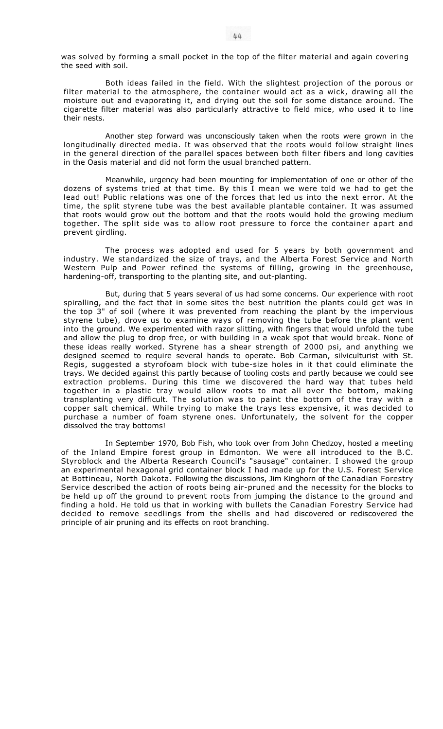was solved by forming a small pocket in the top of the filter material and again covering the seed with soil.

Both ideas failed in the field. With the slightest projection of the porous or filter material to the atmosphere, the container would act as a wick, drawing all the moisture out and evaporating it, and drying out the soil for some distance around. The cigarette filter material was also particularly attractive to field mice, who used it to line their nests.

Another step forward was unconsciously taken when the roots were grown in the longitudinally directed media. It was observed that the roots would follow straight lines in the general direction of the parallel spaces between both filter fibers and long cavities in the Oasis material and did not form the usual branched pattern.

Meanwhile, urgency had been mounting for implementation of one or other of the dozens of systems tried at that time. By this I mean we were told we had to get the lead out! Public relations was one of the forces that led us into the next error. At the time, the split styrene tube was the best available plantable container. It was assumed that roots would grow out the bottom and that the roots would hold the growing medium together. The split side was to allow root pressure to force the container apart and prevent girdling.

The process was adopted and used for 5 years by both government and industry. We standardized the size of trays, and the Alberta Forest Service and North Western Pulp and Power refined the systems of filling, growing in the greenhouse, hardening-off, transporting to the planting site, and out-planting.

But, during that 5 years several of us had some concerns. Our experience with root spiralling, and the fact that in some sites the best nutrition the plants could get was in the top 3" of soil (where it was prevented from reaching the plant by the impervious styrene tube), drove us to examine ways of removing the tube before the plant went into the ground. We experimented with razor slitting, with fingers that would unfold the tube and allow the plug to drop free, or with building in a weak spot that would break. None of these ideas really worked. Styrene has a shear strength of 2000 psi, and anything we designed seemed to require several hands to operate. Bob Carman, silviculturist with St. Regis, suggested a styrofoam block with tube-size holes in it that could eliminate the trays. We decided against this partly because of tooling costs and partly because we could see extraction problems. During this time we discovered the hard way that tubes held together in a plastic tray would allow roots to mat all over the bottom, making transplanting very difficult. The solution was to paint the bottom of the tray with a copper salt chemical. While trying to make the trays less expensive, it was decided to purchase a number of foam styrene ones. Unfortunately, the solvent for the copper dissolved the tray bottoms!

In September 1970, Bob Fish, who took over from John Chedzoy, hosted a meeting of the Inland Empire forest group in Edmonton. We were all introduced to the B.C. Styroblock and the Alberta Research Council's "sausage" container. I showed the group an experimental hexagonal grid container block I had made up for the U.S. Forest Service at Bottineau, North Dakota. Following the discussions, Jim Kinghorn of the Canadian Forestry Service described the action of roots being air-pruned and the necessity for the blocks to be held up off the ground to prevent roots from jumping the distance to the ground and finding a hold. He told us that in working with bullets the Canadian Forestry Service had decided to remove seedlings from the shells and had discovered or rediscovered the principle of air pruning and its effects on root branching.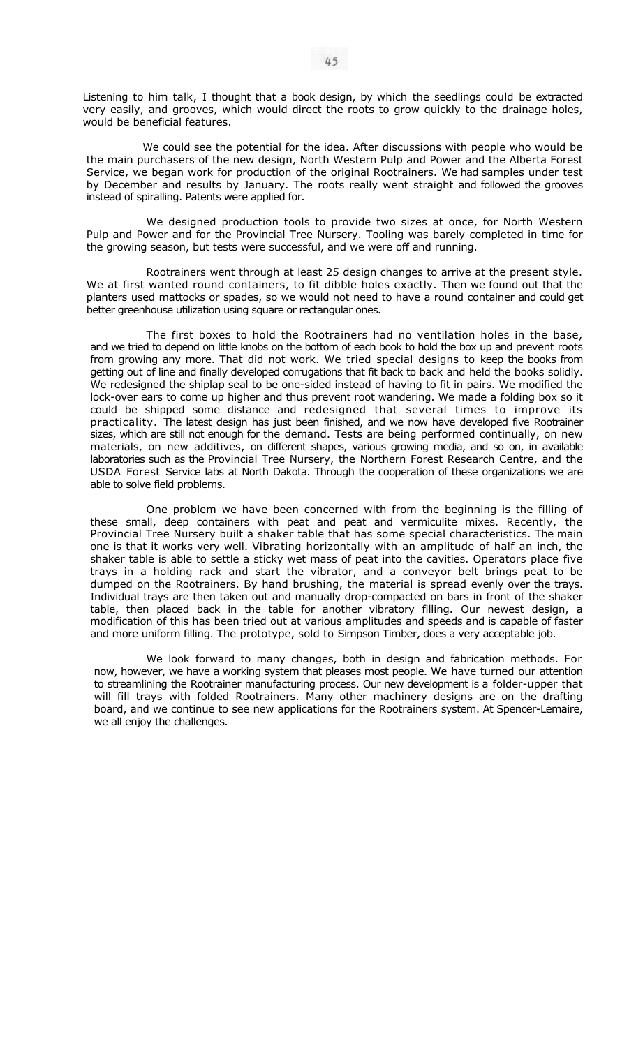Listening to him talk, I thought that a book design, by which the seedlings could be extracted very easily, and grooves, which would direct the roots to grow quickly to the drainage holes, would be beneficial features.

We could see the potential for the idea. After discussions with people who would be the main purchasers of the new design, North Western Pulp and Power and the Alberta Forest Service, we began work for production of the original Rootrainers. We had samples under test by December and results by January. The roots really went straight and followed the grooves instead of spiralling. Patents were applied for.

We designed production tools to provide two sizes at once, for North Western Pulp and Power and for the Provincial Tree Nursery. Tooling was barely completed in time for the growing season, but tests were successful, and we were off and running.

Rootrainers went through at least 25 design changes to arrive at the present style. We at first wanted round containers, to fit dibble holes exactly. Then we found out that the planters used mattocks or spades, so we would not need to have a round container and could get better greenhouse utilization using square or rectangular ones.

The first boxes to hold the Rootrainers had no ventilation holes in the base, and we tried to depend on little knobs on the bottom of each book to hold the box up and prevent roots from growing any more. That did not work. We tried special designs to keep the books from getting out of line and finally developed corrugations that fit back to back and held the books solidly. We redesigned the shiplap seal to be one-sided instead of having to fit in pairs. We modified the lock-over ears to come up higher and thus prevent root wandering. We made a folding box so it could be shipped some distance and redesigned that several times to improve its practicality. The latest design has just been finished, and we now have developed five Rootrainer sizes, which are still not enough for the demand. Tests are being performed continually, on new materials, on new additives, on different shapes, various growing media, and so on, in available laboratories such as the Provincial Tree Nursery, the Northern Forest Research Centre, and the USDA Forest Service labs at North Dakota. Through the cooperation of these organizations we are able to solve field problems.

One problem we have been concerned with from the beginning is the filling of these small, deep containers with peat and peat and vermiculite mixes. Recently, the Provincial Tree Nursery built a shaker table that has some special characteristics. The main one is that it works very well. Vibrating horizontally with an amplitude of half an inch, the shaker table is able to settle a sticky wet mass of peat into the cavities. Operators place five trays in a holding rack and start the vibrator, and a conveyor belt brings peat to be dumped on the Rootrainers. By hand brushing, the material is spread evenly over the trays. Individual trays are then taken out and manually drop-compacted on bars in front of the shaker table, then placed back in the table for another vibratory filling. Our newest design, a modification of this has been tried out at various amplitudes and speeds and is capable of faster and more uniform filling. The prototype, sold to Simpson Timber, does a very acceptable job.

We look forward to many changes, both in design and fabrication methods. For now, however, we have a working system that pleases most people. We have turned our attention to streamlining the Rootrainer manufacturing process. Our new development is a folder-upper that will fill trays with folded Rootrainers. Many other machinery designs are on the drafting board, and we continue to see new applications for the Rootrainers system. At Spencer-Lemaire, we all enjoy the challenges.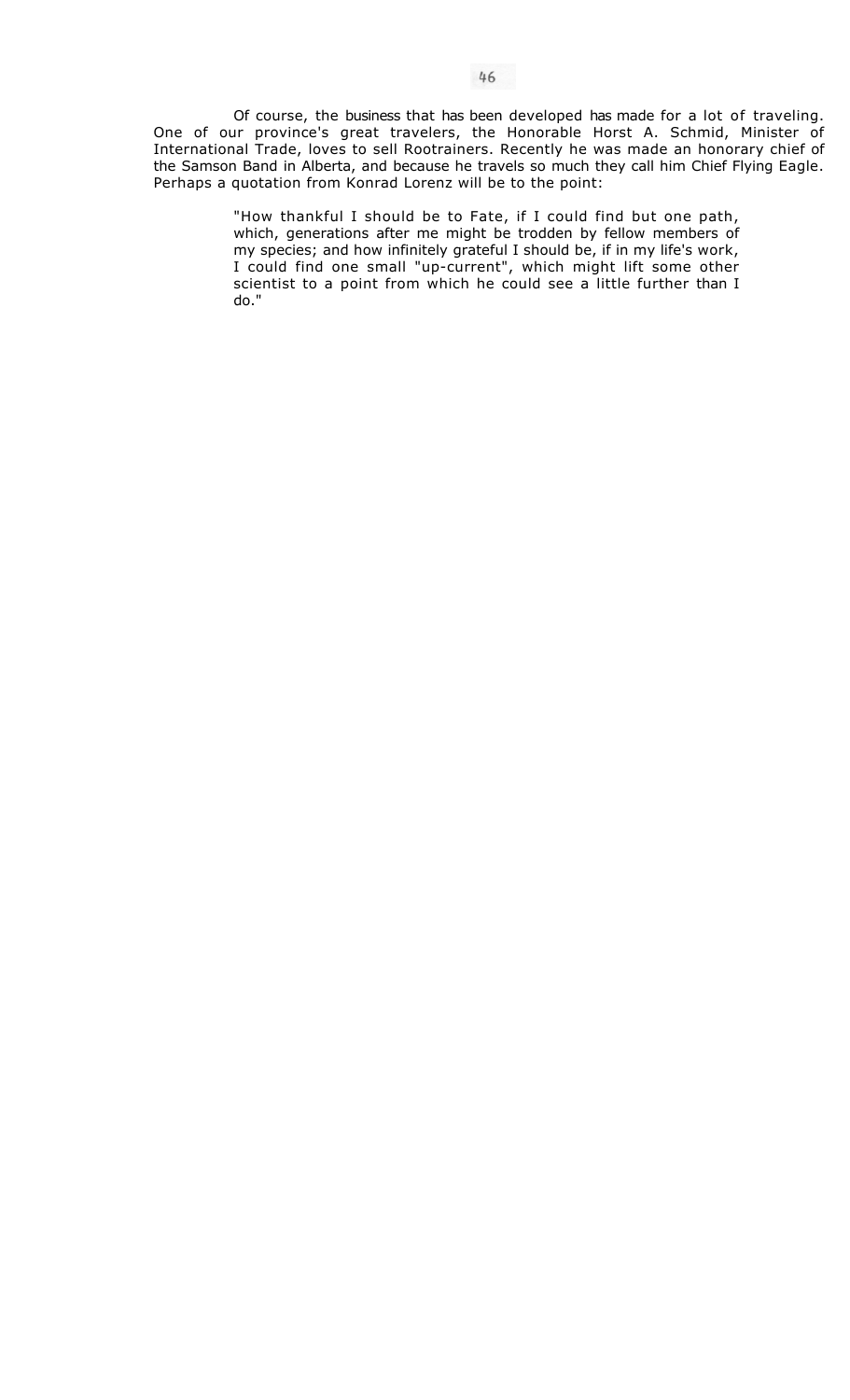Of course, the business that has been developed has made for a lot of traveling. One of our province's great travelers, the Honorable Horst A. Schmid, Minister of International Trade, loves to sell Rootrainers. Recently he was made an honorary chief of the Samson Band in Alberta, and because he travels so much they call him Chief Flying Eagle. Perhaps a quotation from Konrad Lorenz will be to the point:

> "How thankful I should be to Fate, if I could find but one path, which, generations after me might be trodden by fellow members of my species; and how infinitely grateful I should be, if in my life's work, I could find one small "up-current", which might lift some other scientist to a point from which he could see a little further than I do."